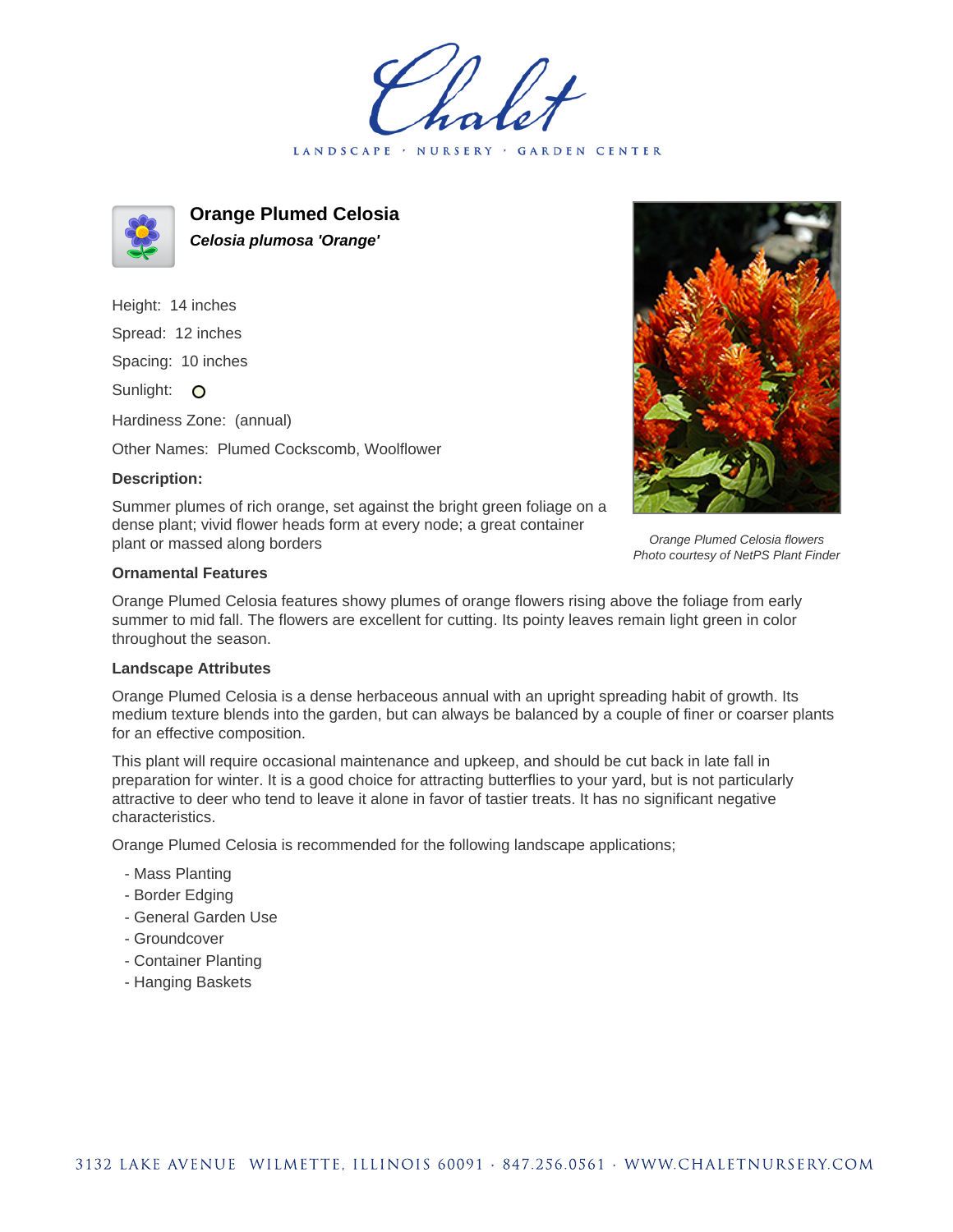# Orange Plumed Celosia

***Celosia plumosa 'Orange'***

Height: 14 inches

Spread: 12 inches

Spacing: 10 inches

Sunlight: O

Hardiness Zone: (annual)

Other Names: Plumed Cockscomb, Woolflower

**Description:**

Summer plumes of rich orange, set against the bright green foliage on a dense plant; vivid flower heads form at every node; a great container plant or massed along borders

*Orange Plumed Celosia flowers*
*Photo courtesy of NetPS Plant Finder*

### Ornamental Features

Orange Plumed Celosia features showy plumes of orange flowers rising above the foliage from early summer to mid fall. The flowers are excellent for cutting. Its pointy leaves remain light green in color throughout the season.

### Landscape Attributes

Orange Plumed Celosia is a dense herbaceous annual with an upright spreading habit of growth. Its medium texture blends into the garden, but can always be balanced by a couple of finer or coarser plants for an effective composition.

This plant will require occasional maintenance and upkeep, and should be cut back in late fall in preparation for winter. It is a good choice for attracting butterflies to your yard, but is not particularly attractive to deer who tend to leave it alone in favor of tastier treats. It has no significant negative characteristics.

Orange Plumed Celosia is recommended for the following landscape applications;

- Mass Planting
- Border Edging
- General Garden Use
- Groundcover
- Container Planting
- Hanging Baskets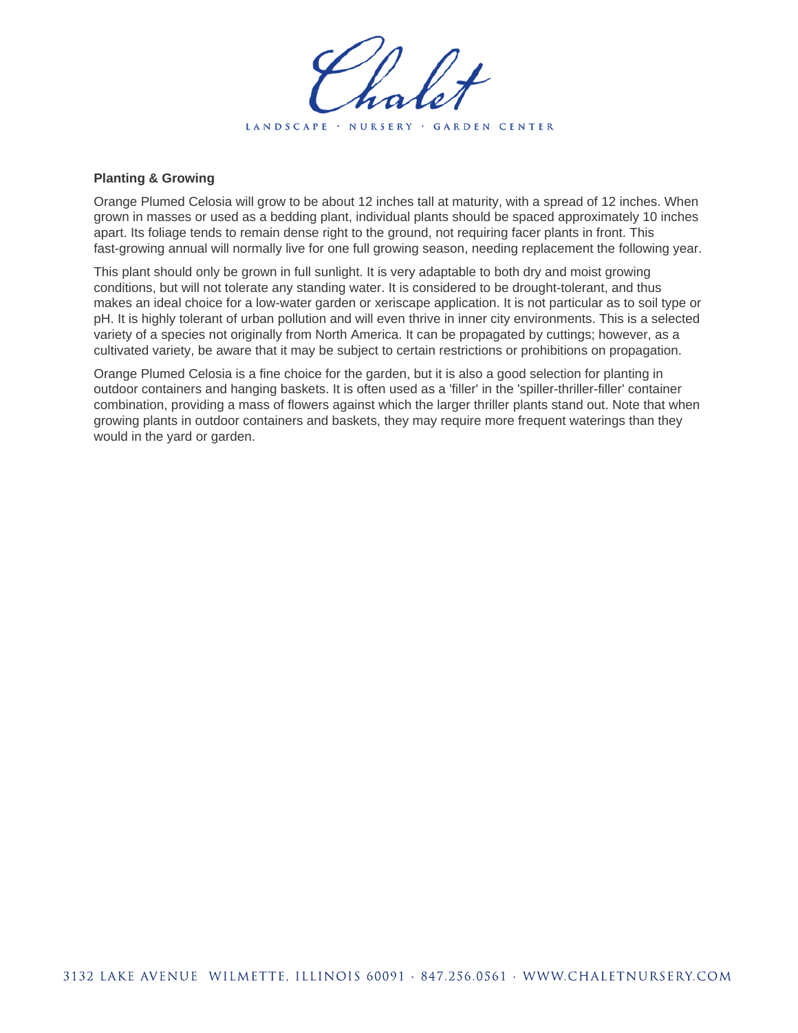**Planting & Growing**

Orange Plumed Celosia will grow to be about 12 inches tall at maturity, with a spread of 12 inches. When grown in masses or used as a bedding plant, individual plants should be spaced approximately 10 inches apart. Its foliage tends to remain dense right to the ground, not requiring facer plants in front. This fast-growing annual will normally live for one full growing season, needing replacement the following year.

This plant should only be grown in full sunlight. It is very adaptable to both dry and moist growing conditions, but will not tolerate any standing water. It is considered to be drought-tolerant, and thus makes an ideal choice for a low-water garden or xeriscape application. It is not particular as to soil type or pH. It is highly tolerant of urban pollution and will even thrive in inner city environments. This is a selected variety of a species not originally from North America. It can be propagated by cuttings; however, as a cultivated variety, be aware that it may be subject to certain restrictions or prohibitions on propagation.

Orange Plumed Celosia is a fine choice for the garden, but it is also a good selection for planting in outdoor containers and hanging baskets. It is often used as a 'filler' in the 'spiller-thriller-filler' container combination, providing a mass of flowers against which the larger thriller plants stand out. Note that when growing plants in outdoor containers and baskets, they may require more frequent waterings than they would in the yard or garden.